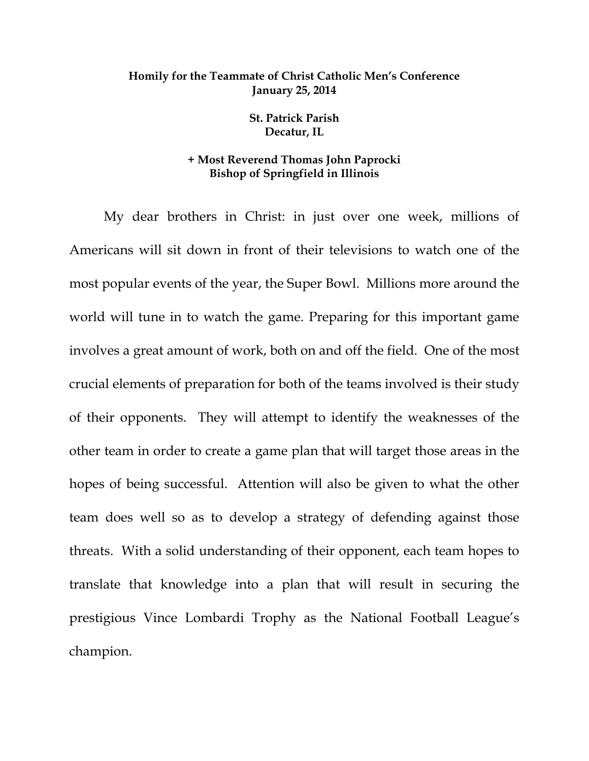**Homily for the Teammate of Christ Catholic Men's Conference**
**January 25, 2014**

**St. Patrick Parish**
**Decatur, IL**

**+ Most Reverend Thomas John Paprocki**
**Bishop of Springfield in Illinois**

My dear brothers in Christ: in just over one week, millions of Americans will sit down in front of their televisions to watch one of the most popular events of the year, the Super Bowl. Millions more around the world will tune in to watch the game. Preparing for this important game involves a great amount of work, both on and off the field. One of the most crucial elements of preparation for both of the teams involved is their study of their opponents. They will attempt to identify the weaknesses of the other team in order to create a game plan that will target those areas in the hopes of being successful. Attention will also be given to what the other team does well so as to develop a strategy of defending against those threats. With a solid understanding of their opponent, each team hopes to translate that knowledge into a plan that will result in securing the prestigious Vince Lombardi Trophy as the National Football League's champion.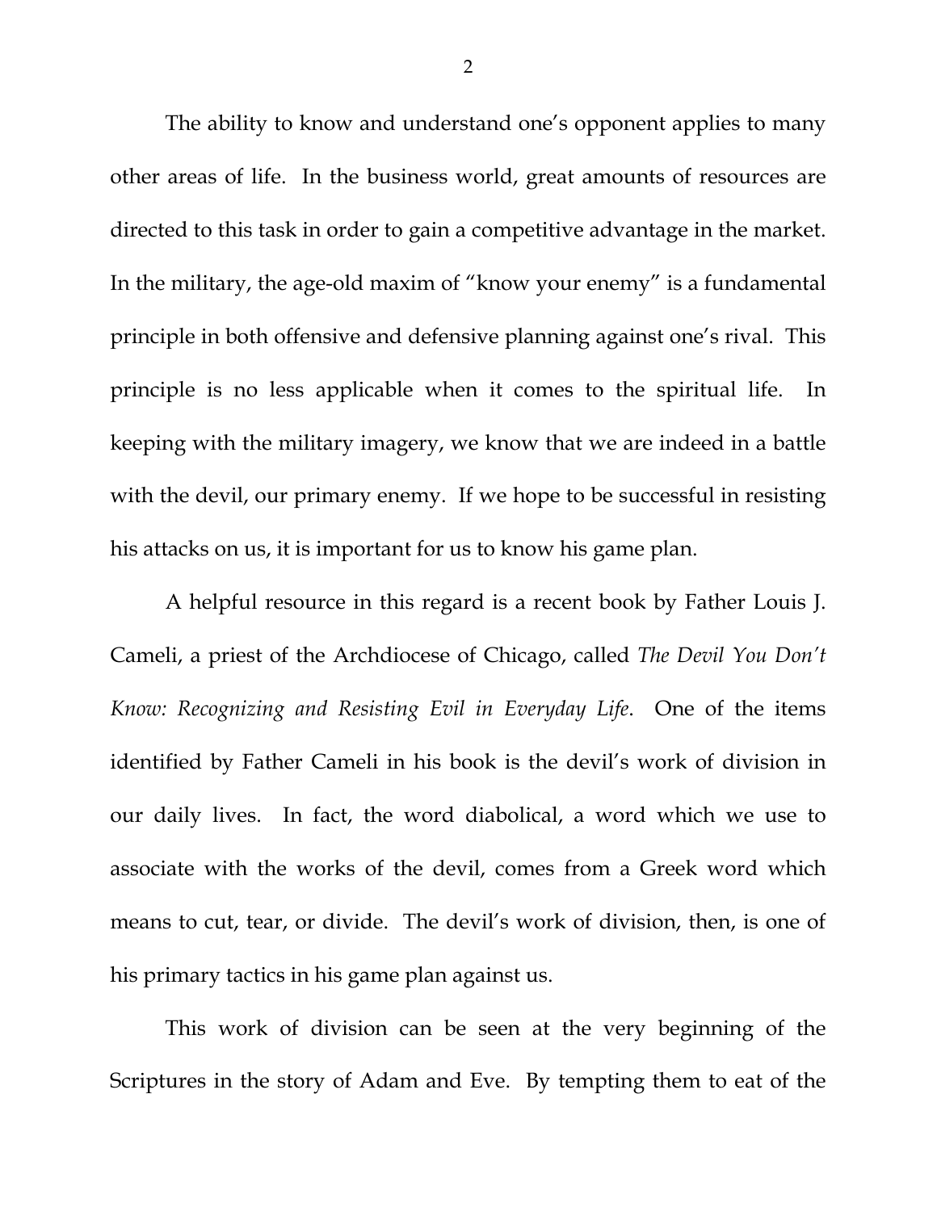The ability to know and understand one's opponent applies to many other areas of life. In the business world, great amounts of resources are directed to this task in order to gain a competitive advantage in the market. In the military, the age-old maxim of "know your enemy" is a fundamental principle in both offensive and defensive planning against one's rival. This principle is no less applicable when it comes to the spiritual life. In keeping with the military imagery, we know that we are indeed in a battle with the devil, our primary enemy. If we hope to be successful in resisting his attacks on us, it is important for us to know his game plan.

A helpful resource in this regard is a recent book by Father Louis J. Cameli, a priest of the Archdiocese of Chicago, called *The Devil You Don't Know: Recognizing and Resisting Evil in Everyday Life*. One of the items identified by Father Cameli in his book is the devil's work of division in our daily lives. In fact, the word diabolical, a word which we use to associate with the works of the devil, comes from a Greek word which means to cut, tear, or divide. The devil's work of division, then, is one of his primary tactics in his game plan against us.

This work of division can be seen at the very beginning of the Scriptures in the story of Adam and Eve. By tempting them to eat of the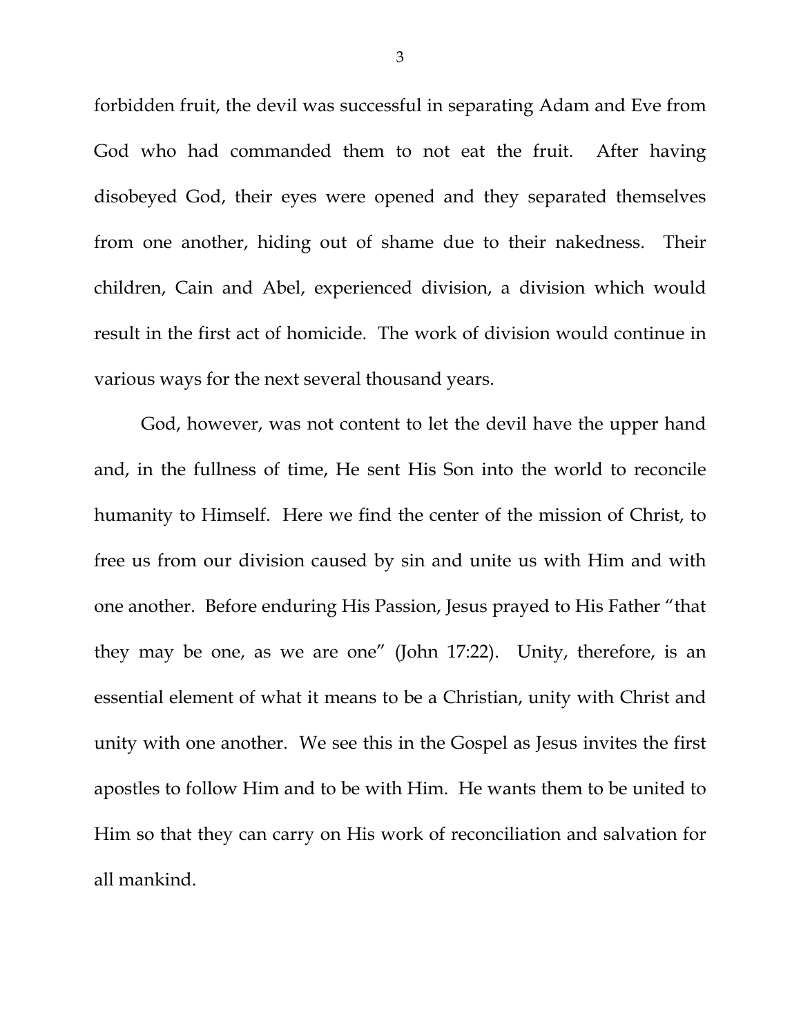forbidden fruit, the devil was successful in separating Adam and Eve from God who had commanded them to not eat the fruit. After having disobeyed God, their eyes were opened and they separated themselves from one another, hiding out of shame due to their nakedness. Their children, Cain and Abel, experienced division, a division which would result in the first act of homicide. The work of division would continue in various ways for the next several thousand years.

God, however, was not content to let the devil have the upper hand and, in the fullness of time, He sent His Son into the world to reconcile humanity to Himself. Here we find the center of the mission of Christ, to free us from our division caused by sin and unite us with Him and with one another. Before enduring His Passion, Jesus prayed to His Father "that they may be one, as we are one" (John 17:22). Unity, therefore, is an essential element of what it means to be a Christian, unity with Christ and unity with one another. We see this in the Gospel as Jesus invites the first apostles to follow Him and to be with Him. He wants them to be united to Him so that they can carry on His work of reconciliation and salvation for all mankind.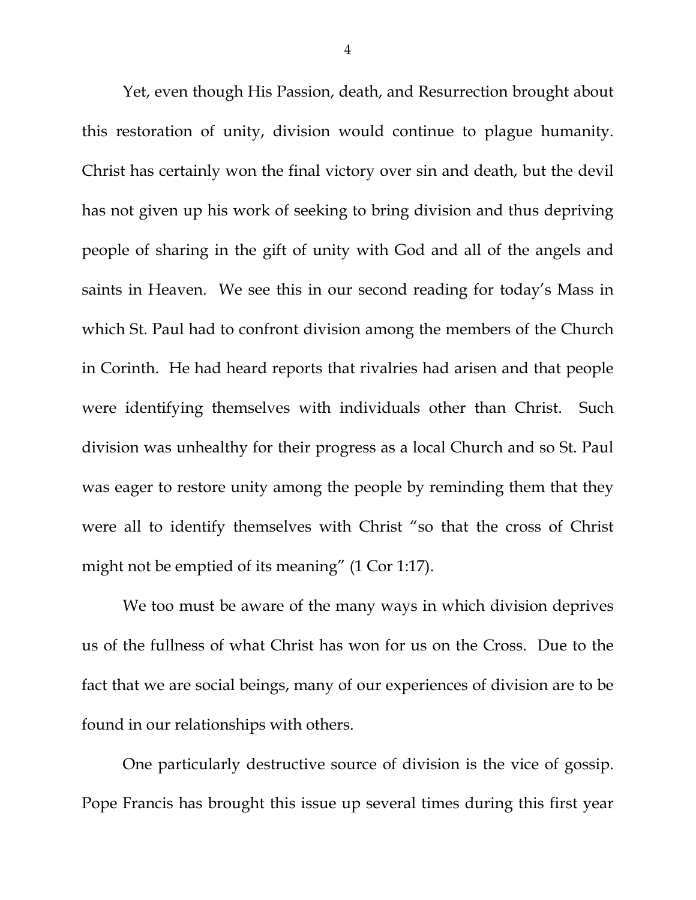Yet, even though His Passion, death, and Resurrection brought about this restoration of unity, division would continue to plague humanity. Christ has certainly won the final victory over sin and death, but the devil has not given up his work of seeking to bring division and thus depriving people of sharing in the gift of unity with God and all of the angels and saints in Heaven. We see this in our second reading for today's Mass in which St. Paul had to confront division among the members of the Church in Corinth. He had heard reports that rivalries had arisen and that people were identifying themselves with individuals other than Christ. Such division was unhealthy for their progress as a local Church and so St. Paul was eager to restore unity among the people by reminding them that they were all to identify themselves with Christ "so that the cross of Christ might not be emptied of its meaning" (1 Cor 1:17).

We too must be aware of the many ways in which division deprives us of the fullness of what Christ has won for us on the Cross. Due to the fact that we are social beings, many of our experiences of division are to be found in our relationships with others.

One particularly destructive source of division is the vice of gossip. Pope Francis has brought this issue up several times during this first year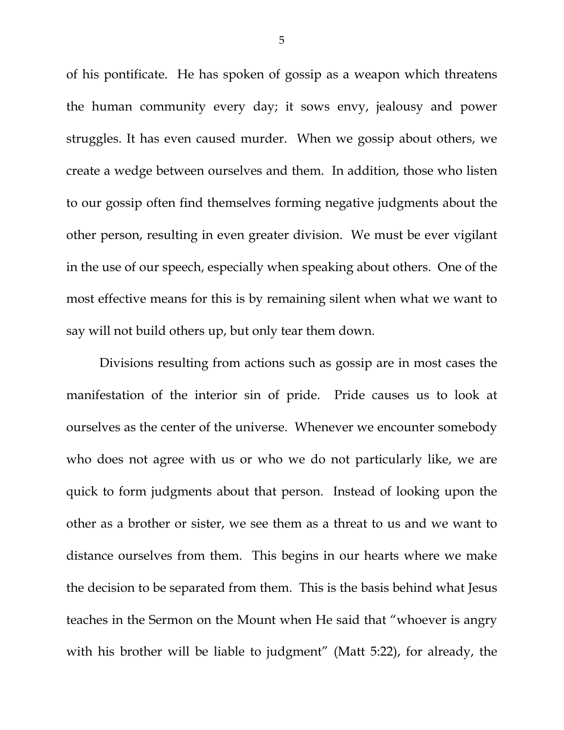of his pontificate. He has spoken of gossip as a weapon which threatens the human community every day; it sows envy, jealousy and power struggles. It has even caused murder. When we gossip about others, we create a wedge between ourselves and them. In addition, those who listen to our gossip often find themselves forming negative judgments about the other person, resulting in even greater division. We must be ever vigilant in the use of our speech, especially when speaking about others. One of the most effective means for this is by remaining silent when what we want to say will not build others up, but only tear them down.

Divisions resulting from actions such as gossip are in most cases the manifestation of the interior sin of pride. Pride causes us to look at ourselves as the center of the universe. Whenever we encounter somebody who does not agree with us or who we do not particularly like, we are quick to form judgments about that person. Instead of looking upon the other as a brother or sister, we see them as a threat to us and we want to distance ourselves from them. This begins in our hearts where we make the decision to be separated from them. This is the basis behind what Jesus teaches in the Sermon on the Mount when He said that "whoever is angry with his brother will be liable to judgment" (Matt 5:22), for already, the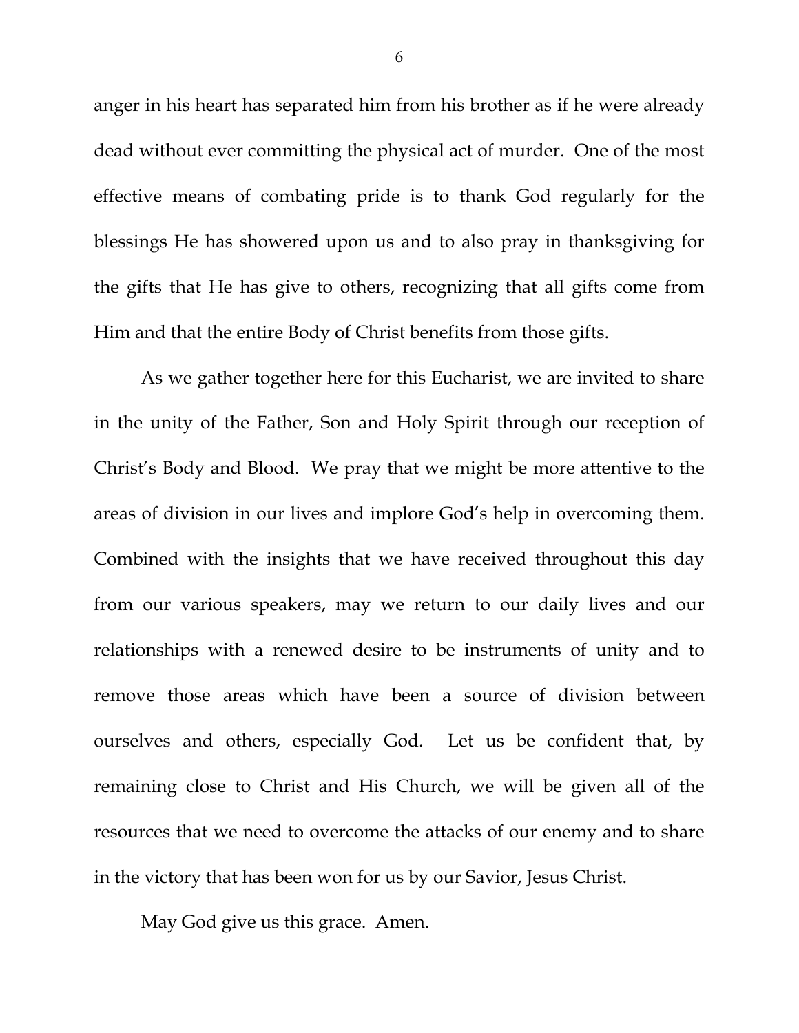anger in his heart has separated him from his brother as if he were already dead without ever committing the physical act of murder. One of the most effective means of combating pride is to thank God regularly for the blessings He has showered upon us and to also pray in thanksgiving for the gifts that He has give to others, recognizing that all gifts come from Him and that the entire Body of Christ benefits from those gifts.

As we gather together here for this Eucharist, we are invited to share in the unity of the Father, Son and Holy Spirit through our reception of Christ's Body and Blood. We pray that we might be more attentive to the areas of division in our lives and implore God's help in overcoming them. Combined with the insights that we have received throughout this day from our various speakers, may we return to our daily lives and our relationships with a renewed desire to be instruments of unity and to remove those areas which have been a source of division between ourselves and others, especially God. Let us be confident that, by remaining close to Christ and His Church, we will be given all of the resources that we need to overcome the attacks of our enemy and to share in the victory that has been won for us by our Savior, Jesus Christ.

May God give us this grace. Amen.